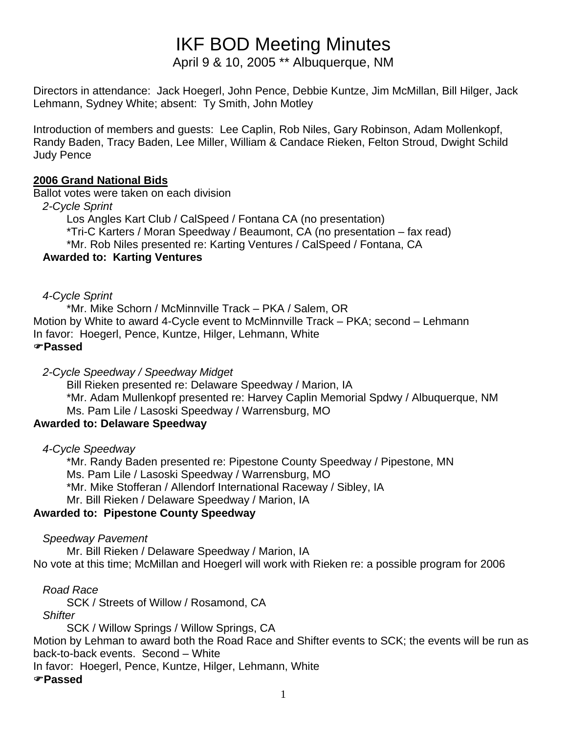# IKF BOD Meeting Minutes

April 9 & 10, 2005 ** Albuquerque, NM

Directors in attendance: Jack Hoegerl, John Pence, Debbie Kuntze, Jim McMillan, Bill Hilger, Jack Lehmann, Sydney White; absent: Ty Smith, John Motley

Introduction of members and guests: Lee Caplin, Rob Niles, Gary Robinson, Adam Mollenkopf, Randy Baden, Tracy Baden, Lee Miller, William & Candace Rieken, Felton Stroud, Dwight Schild Judy Pence

**2006 Grand National Bids**

Ballot votes were taken on each division

*2-Cycle Sprint*

Los Angles Kart Club / CalSpeed / Fontana CA (no presentation)
*Tri-C Karters / Moran Speedway / Beaumont, CA (no presentation – fax read)
*Mr. Rob Niles presented re: Karting Ventures / CalSpeed / Fontana, CA

**Awarded to: Karting Ventures**

*4-Cycle Sprint*

*Mr. Mike Schorn / McMinnville Track – PKA / Salem, OR

Motion by White to award 4-Cycle event to McMinnville Track – PKA; second – Lehmann
In favor: Hoegerl, Pence, Kuntze, Hilger, Lehmann, White

☞**Passed**

*2-Cycle Speedway / Speedway Midget*

Bill Rieken presented re: Delaware Speedway / Marion, IA
*Mr. Adam Mullenkopf presented re: Harvey Caplin Memorial Spdwy / Albuquerque, NM
Ms. Pam Lile / Lasoski Speedway / Warrensburg, MO

**Awarded to: Delaware Speedway**

*4-Cycle Speedway*

*Mr. Randy Baden presented re: Pipestone County Speedway / Pipestone, MN
Ms. Pam Lile / Lasoski Speedway / Warrensburg, MO
*Mr. Mike Stofferan / Allendorf International Raceway / Sibley, IA
Mr. Bill Rieken / Delaware Speedway / Marion, IA

**Awarded to: Pipestone County Speedway**

*Speedway Pavement*

Mr. Bill Rieken / Delaware Speedway / Marion, IA

No vote at this time; McMillan and Hoegerl will work with Rieken re: a possible program for 2006

*Road Race*

SCK / Streets of Willow / Rosamond, CA

*Shifter*

SCK / Willow Springs / Willow Springs, CA

Motion by Lehman to award both the Road Race and Shifter events to SCK; the events will be run as back-to-back events. Second – White
In favor: Hoegerl, Pence, Kuntze, Hilger, Lehmann, White

☞**Passed**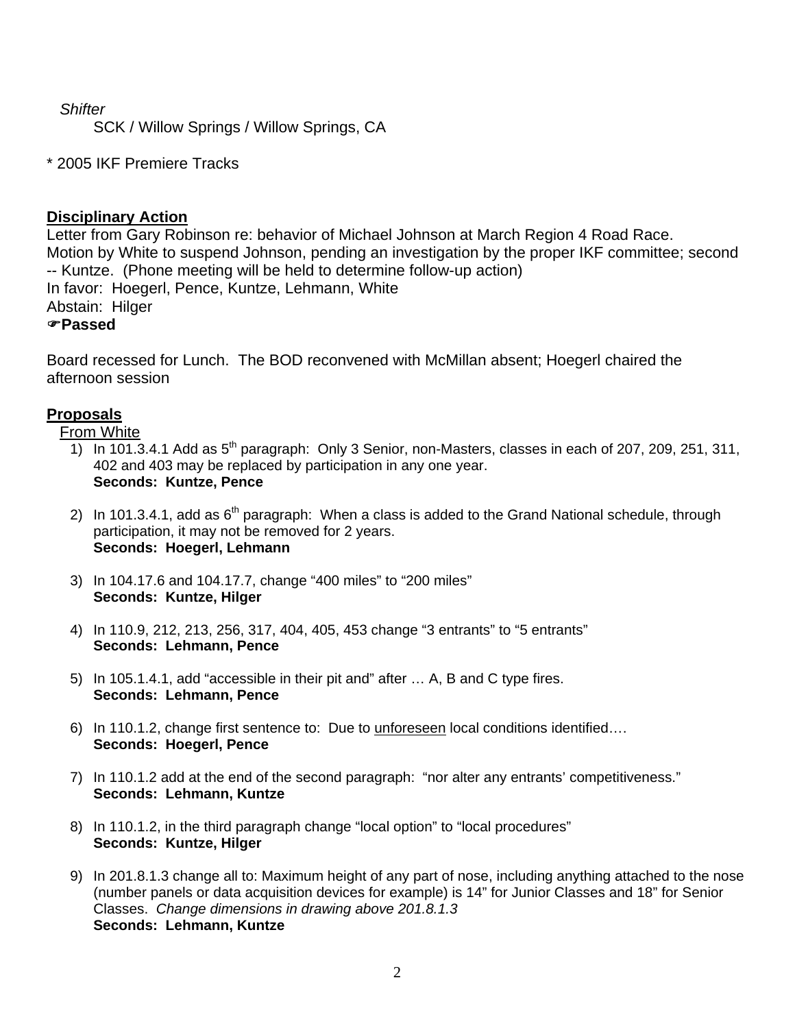*Shifter*

SCK / Willow Springs / Willow Springs, CA

* 2005 IKF Premiere Tracks

**Disciplinary Action**

Letter from Gary Robinson re: behavior of Michael Johnson at March Region 4 Road Race.
Motion by White to suspend Johnson, pending an investigation by the proper IKF committee; second -- Kuntze. (Phone meeting will be held to determine follow-up action)
In favor: Hoegerl, Pence, Kuntze, Lehmann, White
Abstain: Hilger
☞**Passed**

Board recessed for Lunch. The BOD reconvened with McMillan absent; Hoegerl chaired the afternoon session

**Proposals**

From White

1) In 101.3.4.1 Add as 5th paragraph: Only 3 Senior, non-Masters, classes in each of 207, 209, 251, 311, 402 and 403 may be replaced by participation in any one year.
   **Seconds: Kuntze, Pence**

2) In 101.3.4.1, add as 6th paragraph: When a class is added to the Grand National schedule, through participation, it may not be removed for 2 years.
   **Seconds: Hoegerl, Lehmann**

3) In 104.17.6 and 104.17.7, change "400 miles" to "200 miles"
   **Seconds: Kuntze, Hilger**

4) In 110.9, 212, 213, 256, 317, 404, 405, 453 change "3 entrants" to "5 entrants"
   **Seconds: Lehmann, Pence**

5) In 105.1.4.1, add "accessible in their pit and" after … A, B and C type fires.
   **Seconds: Lehmann, Pence**

6) In 110.1.2, change first sentence to: Due to unforeseen local conditions identified….
   **Seconds: Hoegerl, Pence**

7) In 110.1.2 add at the end of the second paragraph: "nor alter any entrants' competitiveness."
   **Seconds: Lehmann, Kuntze**

8) In 110.1.2, in the third paragraph change "local option" to "local procedures"
   **Seconds: Kuntze, Hilger**

9) In 201.8.1.3 change all to: Maximum height of any part of nose, including anything attached to the nose (number panels or data acquisition devices for example) is 14" for Junior Classes and 18" for Senior Classes. *Change dimensions in drawing above 201.8.1.3*
   **Seconds: Lehmann, Kuntze**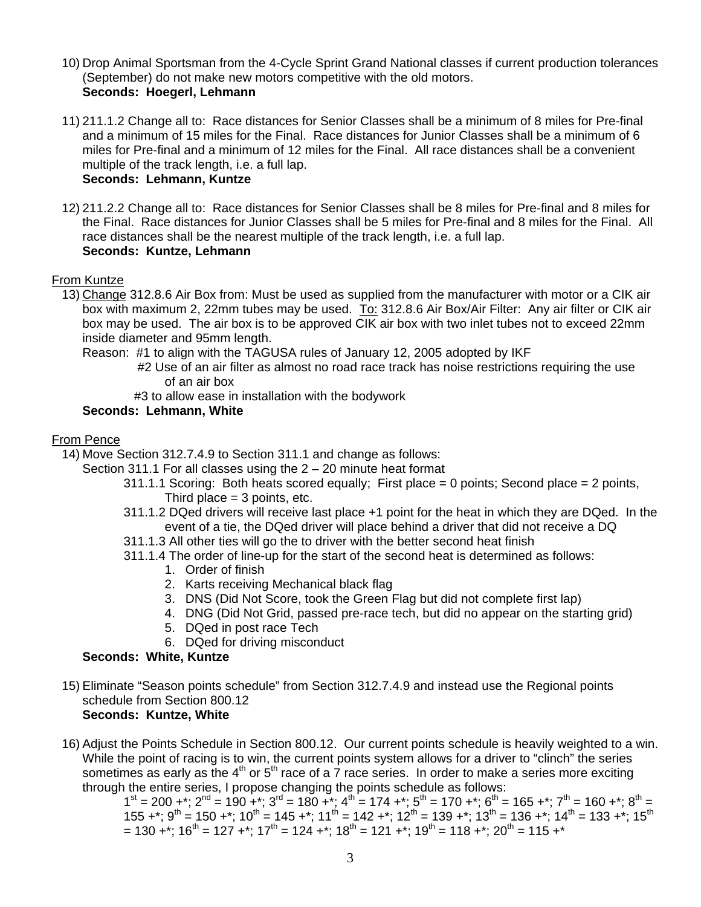10) Drop Animal Sportsman from the 4-Cycle Sprint Grand National classes if current production tolerances (September) do not make new motors competitive with the old motors.
    **Seconds: Hoegerl, Lehmann**

11) 211.1.2 Change all to: Race distances for Senior Classes shall be a minimum of 8 miles for Pre-final and a minimum of 15 miles for the Final. Race distances for Junior Classes shall be a minimum of 6 miles for Pre-final and a minimum of 12 miles for the Final. All race distances shall be a convenient multiple of the track length, i.e. a full lap.
    **Seconds: Lehmann, Kuntze**

12) 211.2.2 Change all to: Race distances for Senior Classes shall be 8 miles for Pre-final and 8 miles for the Final. Race distances for Junior Classes shall be 5 miles for Pre-final and 8 miles for the Final. All race distances shall be the nearest multiple of the track length, i.e. a full lap.
    **Seconds: Kuntze, Lehmann**

From Kuntze

13) Change 312.8.6 Air Box from: Must be used as supplied from the manufacturer with motor or a CIK air box with maximum 2, 22mm tubes may be used. To: 312.8.6 Air Box/Air Filter: Any air filter or CIK air box may be used. The air box is to be approved CIK air box with two inlet tubes not to exceed 22mm inside diameter and 95mm length.
    Reason: #1 to align with the TAGUSA rules of January 12, 2005 adopted by IKF
    #2 Use of an air filter as almost no road race track has noise restrictions requiring the use of an air box
    #3 to allow ease in installation with the bodywork
    **Seconds: Lehmann, White**

From Pence

14) Move Section 312.7.4.9 to Section 311.1 and change as follows:
    Section 311.1 For all classes using the 2 – 20 minute heat format
    - 311.1.1 Scoring: Both heats scored equally; First place = 0 points; Second place = 2 points, Third place = 3 points, etc.
    - 311.1.2 DQed drivers will receive last place +1 point for the heat in which they are DQed. In the event of a tie, the DQed driver will place behind a driver that did not receive a DQ
    - 311.1.3 All other ties will go the to driver with the better second heat finish
    - 311.1.4 The order of line-up for the start of the second heat is determined as follows:
      1. Order of finish
      2. Karts receiving Mechanical black flag
      3. DNS (Did Not Score, took the Green Flag but did not complete first lap)
      4. DNG (Did Not Grid, passed pre-race tech, but did no appear on the starting grid)
      5. DQed in post race Tech
      6. DQed for driving misconduct

    **Seconds: White, Kuntze**

15) Eliminate "Season points schedule" from Section 312.7.4.9 and instead use the Regional points schedule from Section 800.12
    **Seconds: Kuntze, White**

16) Adjust the Points Schedule in Section 800.12. Our current points schedule is heavily weighted to a win. While the point of racing is to win, the current points system allows for a driver to "clinch" the series sometimes as early as the 4th or 5th race of a 7 race series. In order to make a series more exciting through the entire series, I propose changing the points schedule as follows:
    1st = 200 +*; 2nd = 190 +*; 3rd = 180 +*; 4th = 174 +*; 5th = 170 +*; 6th = 165 +*; 7th = 160 +*; 8th = 155 +*; 9th = 150 +*; 10th = 145 +*; 11th = 142 +*; 12th = 139 +*; 13th = 136 +*; 14th = 133 +*; 15th = 130 +*; 16th = 127 +*; 17th = 124 +*; 18th = 121 +*; 19th = 118 +*; 20th = 115 +*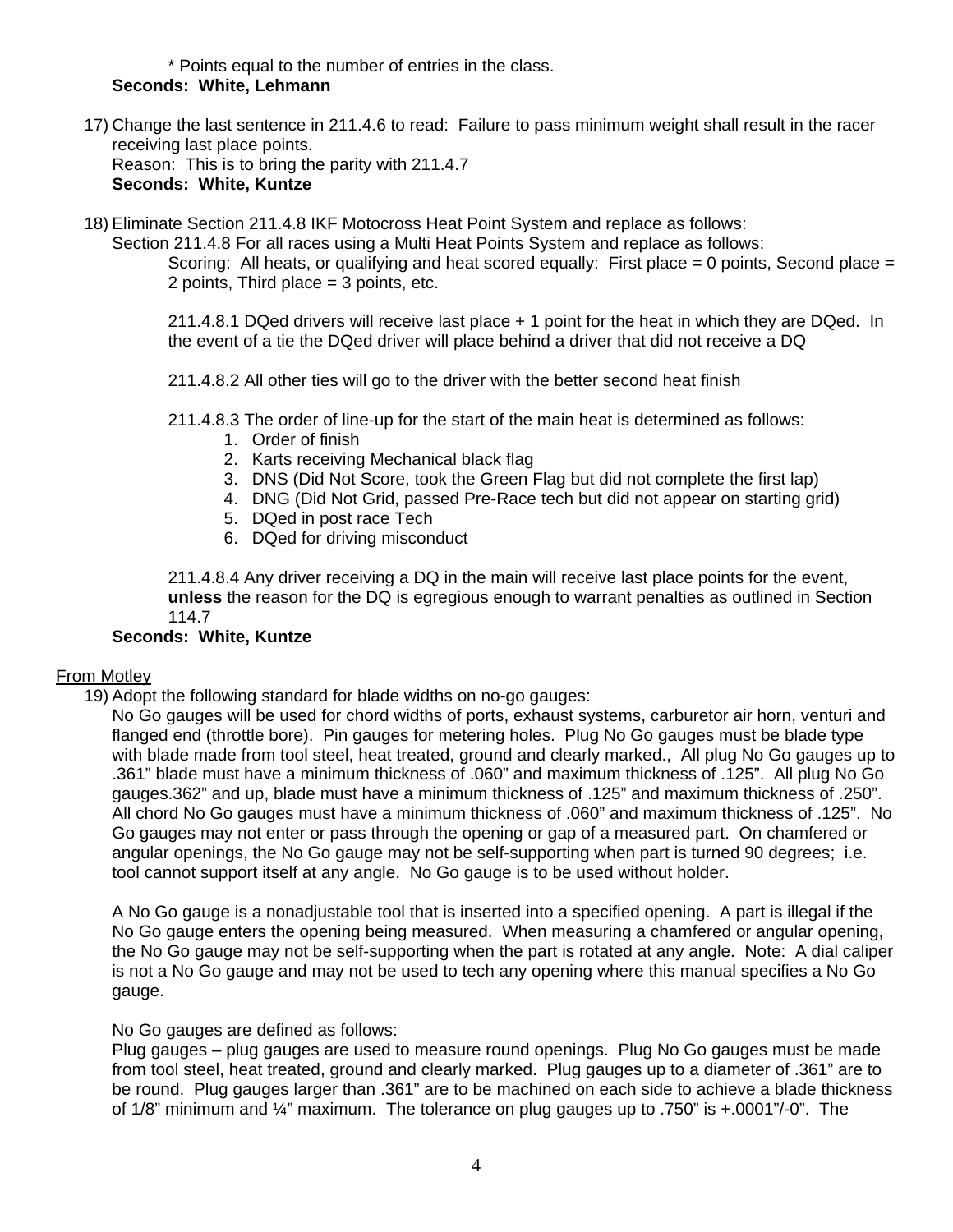\* Points equal to the number of entries in the class.

**Seconds: White, Lehmann**

17) Change the last sentence in 211.4.6 to read: Failure to pass minimum weight shall result in the racer receiving last place points.
    Reason: This is to bring the parity with 211.4.7
    **Seconds: White, Kuntze**

18) Eliminate Section 211.4.8 IKF Motocross Heat Point System and replace as follows:
    Section 211.4.8 For all races using a Multi Heat Points System and replace as follows:

    Scoring: All heats, or qualifying and heat scored equally: First place = 0 points, Second place = 2 points, Third place = 3 points, etc.

    211.4.8.1 DQed drivers will receive last place + 1 point for the heat in which they are DQed. In the event of a tie the DQed driver will place behind a driver that did not receive a DQ

    211.4.8.2 All other ties will go to the driver with the better second heat finish

    211.4.8.3 The order of line-up for the start of the main heat is determined as follows:
    1. Order of finish
    2. Karts receiving Mechanical black flag
    3. DNS (Did Not Score, took the Green Flag but did not complete the first lap)
    4. DNG (Did Not Grid, passed Pre-Race tech but did not appear on starting grid)
    5. DQed in post race Tech
    6. DQed for driving misconduct

    211.4.8.4 Any driver receiving a DQ in the main will receive last place points for the event, **unless** the reason for the DQ is egregious enough to warrant penalties as outlined in Section 114.7

    **Seconds: White, Kuntze**

From Motley

19) Adopt the following standard for blade widths on no-go gauges:
    No Go gauges will be used for chord widths of ports, exhaust systems, carburetor air horn, venturi and flanged end (throttle bore). Pin gauges for metering holes. Plug No Go gauges must be blade type with blade made from tool steel, heat treated, ground and clearly marked., All plug No Go gauges up to .361" blade must have a minimum thickness of .060" and maximum thickness of .125". All plug No Go gauges.362" and up, blade must have a minimum thickness of .125" and maximum thickness of .250". All chord No Go gauges must have a minimum thickness of .060" and maximum thickness of .125". No Go gauges may not enter or pass through the opening or gap of a measured part. On chamfered or angular openings, the No Go gauge may not be self-supporting when part is turned 90 degrees; i.e. tool cannot support itself at any angle. No Go gauge is to be used without holder.

    A No Go gauge is a nonadjustable tool that is inserted into a specified opening. A part is illegal if the No Go gauge enters the opening being measured. When measuring a chamfered or angular opening, the No Go gauge may not be self-supporting when the part is rotated at any angle. Note: A dial caliper is not a No Go gauge and may not be used to tech any opening where this manual specifies a No Go gauge.

    No Go gauges are defined as follows:
    Plug gauges – plug gauges are used to measure round openings. Plug No Go gauges must be made from tool steel, heat treated, ground and clearly marked. Plug gauges up to a diameter of .361" are to be round. Plug gauges larger than .361" are to be machined on each side to achieve a blade thickness of 1/8" minimum and ¼" maximum. The tolerance on plug gauges up to .750" is +.0001"/-0". The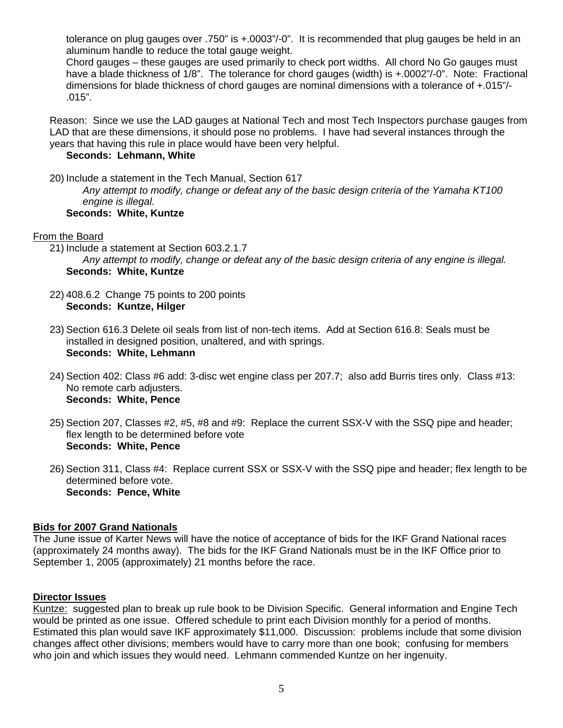tolerance on plug gauges over .750" is +.0003"/-0". It is recommended that plug gauges be held in an aluminum handle to reduce the total gauge weight.
Chord gauges – these gauges are used primarily to check port widths. All chord No Go gauges must have a blade thickness of 1/8". The tolerance for chord gauges (width) is +.0002"/-0". Note: Fractional dimensions for blade thickness of chord gauges are nominal dimensions with a tolerance of +.015"/-.015".

Reason: Since we use the LAD gauges at National Tech and most Tech Inspectors purchase gauges from LAD that are these dimensions, it should pose no problems. I have had several instances through the years that having this rule in place would have been very helpful.
**Seconds: Lehmann, White**

20) Include a statement in the Tech Manual, Section 617
*Any attempt to modify, change or defeat any of the basic design criteria of the Yamaha KT100 engine is illegal.*
**Seconds: White, Kuntze**

From the Board

21) Include a statement at Section 603.2.1.7
*Any attempt to modify, change or defeat any of the basic design criteria of any engine is illegal.*
**Seconds: White, Kuntze**

22) 408.6.2 Change 75 points to 200 points
**Seconds: Kuntze, Hilger**

23) Section 616.3 Delete oil seals from list of non-tech items. Add at Section 616.8: Seals must be installed in designed position, unaltered, and with springs.
**Seconds: White, Lehmann**

24) Section 402: Class #6 add: 3-disc wet engine class per 207.7; also add Burris tires only. Class #13: No remote carb adjusters.
**Seconds: White, Pence**

25) Section 207, Classes #2, #5, #8 and #9: Replace the current SSX-V with the SSQ pipe and header; flex length to be determined before vote
**Seconds: White, Pence**

26) Section 311, Class #4: Replace current SSX or SSX-V with the SSQ pipe and header; flex length to be determined before vote.
**Seconds: Pence, White**

**Bids for 2007 Grand Nationals**

The June issue of Karter News will have the notice of acceptance of bids for the IKF Grand National races (approximately 24 months away). The bids for the IKF Grand Nationals must be in the IKF Office prior to September 1, 2005 (approximately) 21 months before the race.

**Director Issues**

Kuntze: suggested plan to break up rule book to be Division Specific. General information and Engine Tech would be printed as one issue. Offered schedule to print each Division monthly for a period of months. Estimated this plan would save IKF approximately $11,000. Discussion: problems include that some division changes affect other divisions; members would have to carry more than one book; confusing for members who join and which issues they would need. Lehmann commended Kuntze on her ingenuity.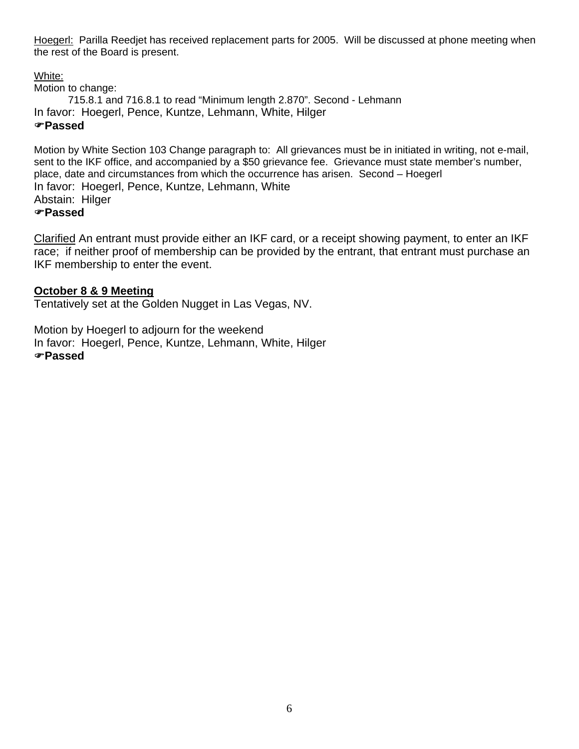Hoegerl: Parilla Reedjet has received replacement parts for 2005. Will be discussed at phone meeting when the rest of the Board is present.

White:
Motion to change:
715.8.1 and 716.8.1 to read "Minimum length 2.870". Second - Lehmann
In favor: Hoegerl, Pence, Kuntze, Lehmann, White, Hilger
☞**Passed**

Motion by White Section 103 Change paragraph to: All grievances must be in initiated in writing, not e-mail, sent to the IKF office, and accompanied by a $50 grievance fee. Grievance must state member's number, place, date and circumstances from which the occurrence has arisen. Second – Hoegerl
In favor: Hoegerl, Pence, Kuntze, Lehmann, White
Abstain: Hilger
☞**Passed**

Clarified An entrant must provide either an IKF card, or a receipt showing payment, to enter an IKF race; if neither proof of membership can be provided by the entrant, that entrant must purchase an IKF membership to enter the event.

**October 8 & 9 Meeting**
Tentatively set at the Golden Nugget in Las Vegas, NV.

Motion by Hoegerl to adjourn for the weekend
In favor: Hoegerl, Pence, Kuntze, Lehmann, White, Hilger
☞**Passed**